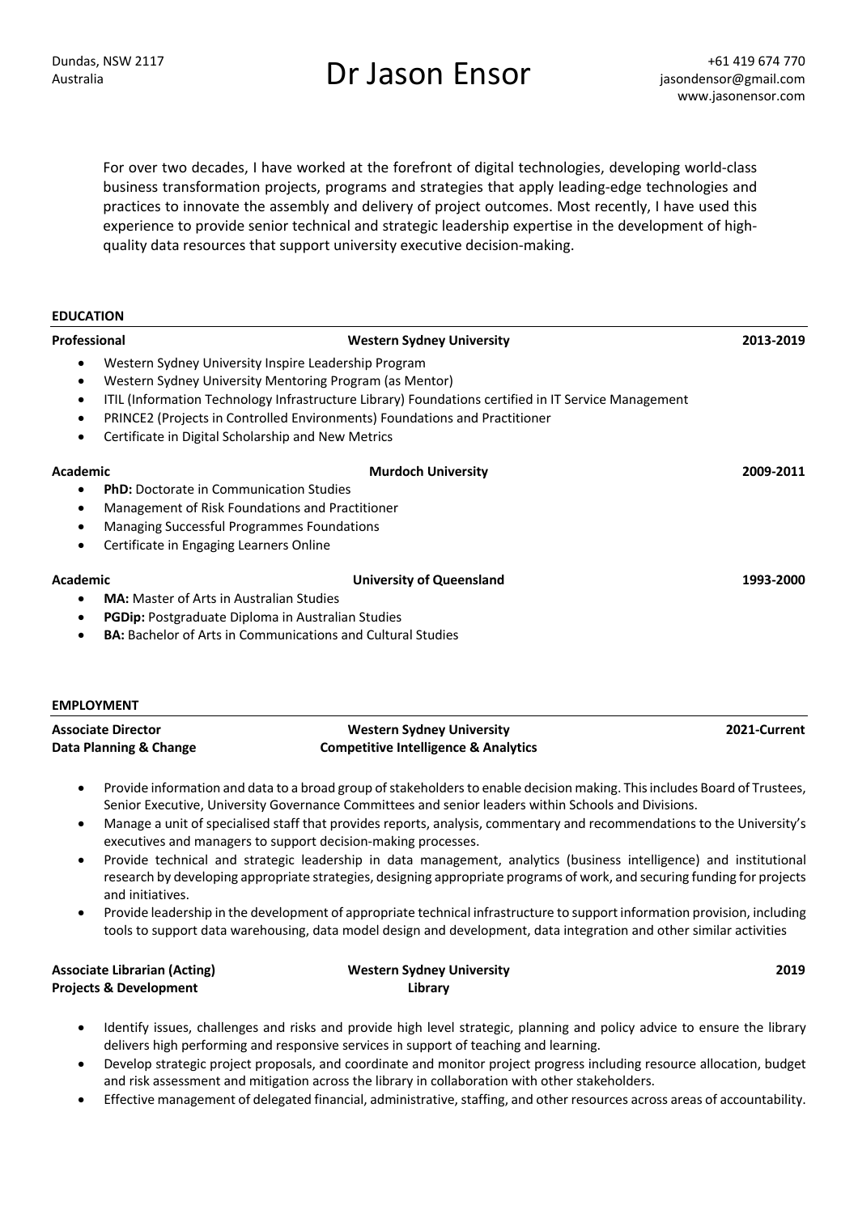Dundas, NSW 2117
Australia

# Dr Jason Ensor

+61 419 674 770
jasondensor@gmail.com
www.jasonensor.com

For over two decades, I have worked at the forefront of digital technologies, developing world-class business transformation projects, programs and strategies that apply leading-edge technologies and practices to innovate the assembly and delivery of project outcomes. Most recently, I have used this experience to provide senior technical and strategic leadership expertise in the development of high-quality data resources that support university executive decision-making.

## EDUCATION

**Professional** | **Western Sydney University** | **2013-2019**

- Western Sydney University Inspire Leadership Program
- Western Sydney University Mentoring Program (as Mentor)
- ITIL (Information Technology Infrastructure Library) Foundations certified in IT Service Management
- PRINCE2 (Projects in Controlled Environments) Foundations and Practitioner
- Certificate in Digital Scholarship and New Metrics

**Academic** | **Murdoch University** | **2009-2011**

- **PhD:** Doctorate in Communication Studies
- Management of Risk Foundations and Practitioner
- Managing Successful Programmes Foundations
- Certificate in Engaging Learners Online

**Academic** | **University of Queensland** | **1993-2000**

- **MA:** Master of Arts in Australian Studies
- **PGDip:** Postgraduate Diploma in Australian Studies
- **BA:** Bachelor of Arts in Communications and Cultural Studies

## EMPLOYMENT

**Associate Director** | **Western Sydney University** | **2021-Current**
**Data Planning & Change** | **Competitive Intelligence & Analytics**

- Provide information and data to a broad group of stakeholders to enable decision making. This includes Board of Trustees, Senior Executive, University Governance Committees and senior leaders within Schools and Divisions.
- Manage a unit of specialised staff that provides reports, analysis, commentary and recommendations to the University's executives and managers to support decision-making processes.
- Provide technical and strategic leadership in data management, analytics (business intelligence) and institutional research by developing appropriate strategies, designing appropriate programs of work, and securing funding for projects and initiatives.
- Provide leadership in the development of appropriate technical infrastructure to support information provision, including tools to support data warehousing, data model design and development, data integration and other similar activities

**Associate Librarian (Acting)** | **Western Sydney University** | **2019**
**Projects & Development** | **Library**

- Identify issues, challenges and risks and provide high level strategic, planning and policy advice to ensure the library delivers high performing and responsive services in support of teaching and learning.
- Develop strategic project proposals, and coordinate and monitor project progress including resource allocation, budget and risk assessment and mitigation across the library in collaboration with other stakeholders.
- Effective management of delegated financial, administrative, staffing, and other resources across areas of accountability.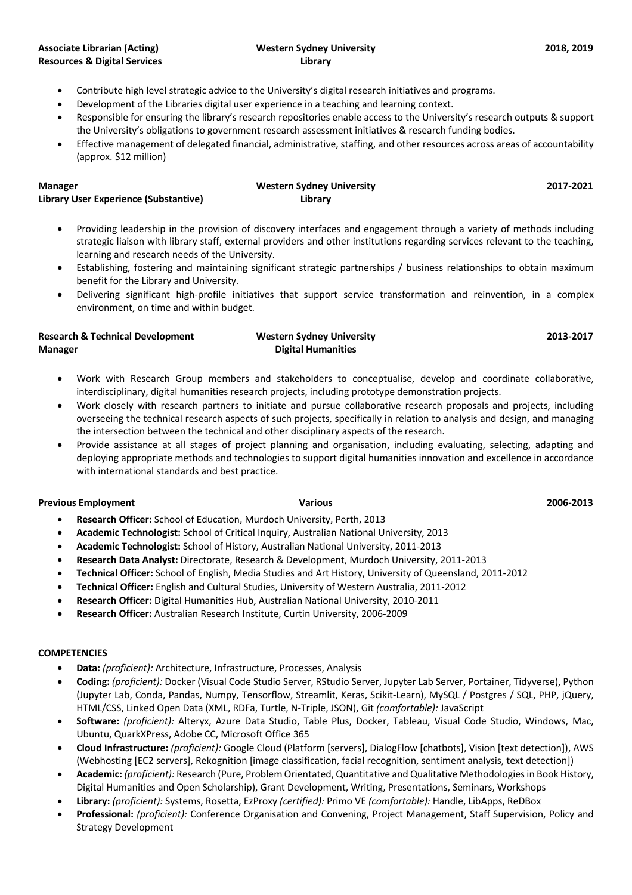**Associate Librarian (Acting)** **Western Sydney University** **2018, 2019**
**Resources & Digital Services** **Library**

- Contribute high level strategic advice to the University's digital research initiatives and programs.
- Development of the Libraries digital user experience in a teaching and learning context.
- Responsible for ensuring the library's research repositories enable access to the University's research outputs & support the University's obligations to government research assessment initiatives & research funding bodies.
- Effective management of delegated financial, administrative, staffing, and other resources across areas of accountability (approx. $12 million)

**Manager** **Western Sydney University** **2017-2021**
**Library User Experience (Substantive)** **Library**

- Providing leadership in the provision of discovery interfaces and engagement through a variety of methods including strategic liaison with library staff, external providers and other institutions regarding services relevant to the teaching, learning and research needs of the University.
- Establishing, fostering and maintaining significant strategic partnerships / business relationships to obtain maximum benefit for the Library and University.
- Delivering significant high-profile initiatives that support service transformation and reinvention, in a complex environment, on time and within budget.

**Research & Technical Development** **Western Sydney University** **2013-2017**
**Manager** **Digital Humanities**

- Work with Research Group members and stakeholders to conceptualise, develop and coordinate collaborative, interdisciplinary, digital humanities research projects, including prototype demonstration projects.
- Work closely with research partners to initiate and pursue collaborative research proposals and projects, including overseeing the technical research aspects of such projects, specifically in relation to analysis and design, and managing the intersection between the technical and other disciplinary aspects of the research.
- Provide assistance at all stages of project planning and organisation, including evaluating, selecting, adapting and deploying appropriate methods and technologies to support digital humanities innovation and excellence in accordance with international standards and best practice.

**Previous Employment** **Various** **2006-2013**

- **Research Officer:** School of Education, Murdoch University, Perth, 2013
- **Academic Technologist:** School of Critical Inquiry, Australian National University, 2013
- **Academic Technologist:** School of History, Australian National University, 2011-2013
- **Research Data Analyst:** Directorate, Research & Development, Murdoch University, 2011-2013
- **Technical Officer:** School of English, Media Studies and Art History, University of Queensland, 2011-2012
- **Technical Officer:** English and Cultural Studies, University of Western Australia, 2011-2012
- **Research Officer:** Digital Humanities Hub, Australian National University, 2010-2011
- **Research Officer:** Australian Research Institute, Curtin University, 2006-2009

## COMPETENCIES

- **Data:** *(proficient):* Architecture, Infrastructure, Processes, Analysis
- **Coding:** *(proficient):* Docker (Visual Code Studio Server, RStudio Server, Jupyter Lab Server, Portainer, Tidyverse), Python (Jupyter Lab, Conda, Pandas, Numpy, Tensorflow, Streamlit, Keras, Scikit-Learn), MySQL / Postgres / SQL, PHP, jQuery, HTML/CSS, Linked Open Data (XML, RDFa, Turtle, N-Triple, JSON), Git *(comfortable):* JavaScript
- **Software:** *(proficient):* Alteryx, Azure Data Studio, Table Plus, Docker, Tableau, Visual Code Studio, Windows, Mac, Ubuntu, QuarkXPress, Adobe CC, Microsoft Office 365
- **Cloud Infrastructure:** *(proficient):* Google Cloud (Platform [servers], DialogFlow [chatbots], Vision [text detection]), AWS (Webhosting [EC2 servers], Rekognition [image classification, facial recognition, sentiment analysis, text detection])
- **Academic:** *(proficient):* Research (Pure, Problem Orientated, Quantitative and Qualitative Methodologies in Book History, Digital Humanities and Open Scholarship), Grant Development, Writing, Presentations, Seminars, Workshops
- **Library:** *(proficient):* Systems, Rosetta, EzProxy *(certified):* Primo VE *(comfortable):* Handle, LibApps, ReDBox
- **Professional:** *(proficient):* Conference Organisation and Convening, Project Management, Staff Supervision, Policy and Strategy Development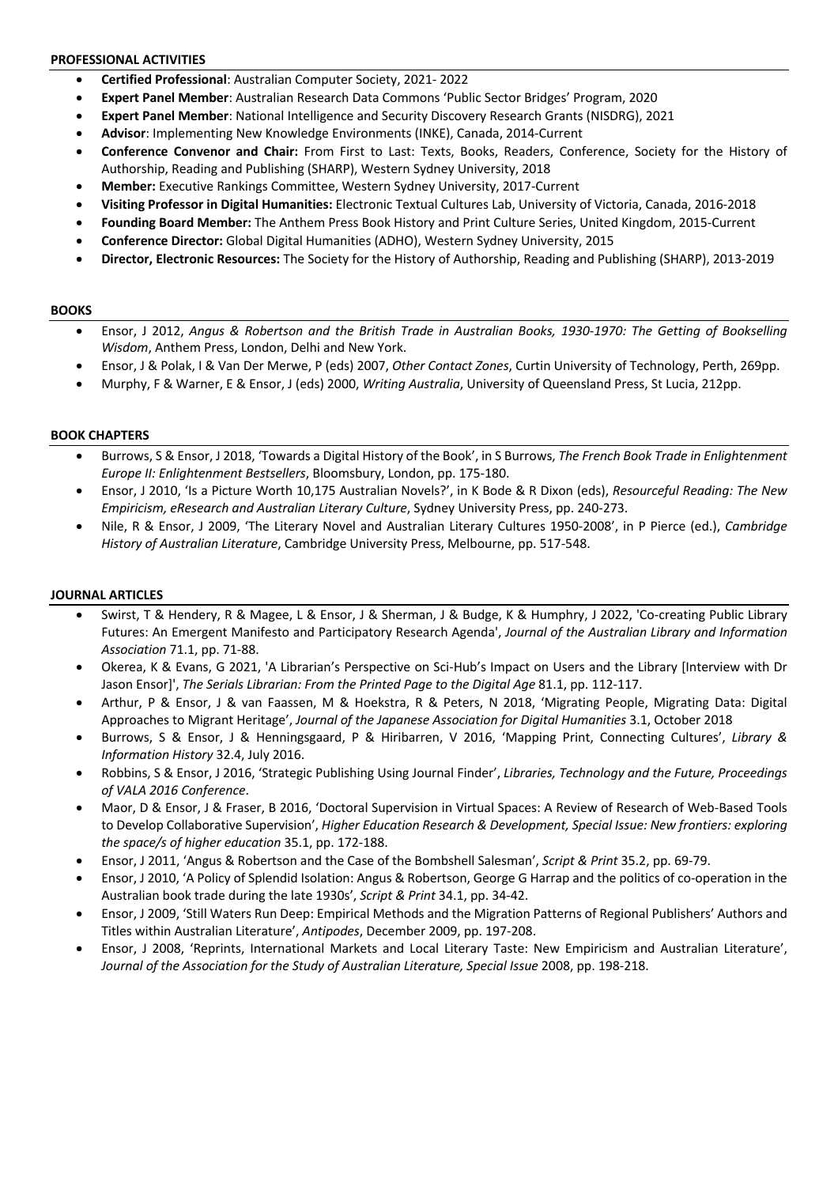## PROFESSIONAL ACTIVITIES

- **Certified Professional**: Australian Computer Society, 2021- 2022
- **Expert Panel Member**: Australian Research Data Commons 'Public Sector Bridges' Program, 2020
- **Expert Panel Member**: National Intelligence and Security Discovery Research Grants (NISDRG), 2021
- **Advisor**: Implementing New Knowledge Environments (INKE), Canada, 2014-Current
- **Conference Convenor and Chair:** From First to Last: Texts, Books, Readers, Conference, Society for the History of Authorship, Reading and Publishing (SHARP), Western Sydney University, 2018
- **Member:** Executive Rankings Committee, Western Sydney University, 2017-Current
- **Visiting Professor in Digital Humanities:** Electronic Textual Cultures Lab, University of Victoria, Canada, 2016-2018
- **Founding Board Member:** The Anthem Press Book History and Print Culture Series, United Kingdom, 2015-Current
- **Conference Director:** Global Digital Humanities (ADHO), Western Sydney University, 2015
- **Director, Electronic Resources:** The Society for the History of Authorship, Reading and Publishing (SHARP), 2013-2019

## BOOKS

- Ensor, J 2012, *Angus & Robertson and the British Trade in Australian Books, 1930-1970: The Getting of Bookselling Wisdom*, Anthem Press, London, Delhi and New York.
- Ensor, J & Polak, I & Van Der Merwe, P (eds) 2007, *Other Contact Zones*, Curtin University of Technology, Perth, 269pp.
- Murphy, F & Warner, E & Ensor, J (eds) 2000, *Writing Australia*, University of Queensland Press, St Lucia, 212pp.

## BOOK CHAPTERS

- Burrows, S & Ensor, J 2018, 'Towards a Digital History of the Book', in S Burrows, *The French Book Trade in Enlightenment Europe II: Enlightenment Bestsellers*, Bloomsbury, London, pp. 175-180.
- Ensor, J 2010, 'Is a Picture Worth 10,175 Australian Novels?', in K Bode & R Dixon (eds), *Resourceful Reading: The New Empiricism, eResearch and Australian Literary Culture*, Sydney University Press, pp. 240-273.
- Nile, R & Ensor, J 2009, 'The Literary Novel and Australian Literary Cultures 1950-2008', in P Pierce (ed.), *Cambridge History of Australian Literature*, Cambridge University Press, Melbourne, pp. 517-548.

## JOURNAL ARTICLES

- Swirst, T & Hendery, R & Magee, L & Ensor, J & Sherman, J & Budge, K & Humphry, J 2022, 'Co-creating Public Library Futures: An Emergent Manifesto and Participatory Research Agenda', *Journal of the Australian Library and Information Association* 71.1, pp. 71-88.
- Okerea, K & Evans, G 2021, 'A Librarian's Perspective on Sci-Hub's Impact on Users and the Library [Interview with Dr Jason Ensor]', *The Serials Librarian: From the Printed Page to the Digital Age* 81.1, pp. 112-117.
- Arthur, P & Ensor, J & van Faassen, M & Hoekstra, R & Peters, N 2018, 'Migrating People, Migrating Data: Digital Approaches to Migrant Heritage', *Journal of the Japanese Association for Digital Humanities* 3.1, October 2018
- Burrows, S & Ensor, J & Henningsgaard, P & Hiribarren, V 2016, 'Mapping Print, Connecting Cultures', *Library & Information History* 32.4, July 2016.
- Robbins, S & Ensor, J 2016, 'Strategic Publishing Using Journal Finder', *Libraries, Technology and the Future, Proceedings of VALA 2016 Conference*.
- Maor, D & Ensor, J & Fraser, B 2016, 'Doctoral Supervision in Virtual Spaces: A Review of Research of Web-Based Tools to Develop Collaborative Supervision', *Higher Education Research & Development, Special Issue: New frontiers: exploring the space/s of higher education* 35.1, pp. 172-188.
- Ensor, J 2011, 'Angus & Robertson and the Case of the Bombshell Salesman', *Script & Print* 35.2, pp. 69-79.
- Ensor, J 2010, 'A Policy of Splendid Isolation: Angus & Robertson, George G Harrap and the politics of co-operation in the Australian book trade during the late 1930s', *Script & Print* 34.1, pp. 34-42.
- Ensor, J 2009, 'Still Waters Run Deep: Empirical Methods and the Migration Patterns of Regional Publishers' Authors and Titles within Australian Literature', *Antipodes*, December 2009, pp. 197-208.
- Ensor, J 2008, 'Reprints, International Markets and Local Literary Taste: New Empiricism and Australian Literature', *Journal of the Association for the Study of Australian Literature, Special Issue* 2008, pp. 198-218.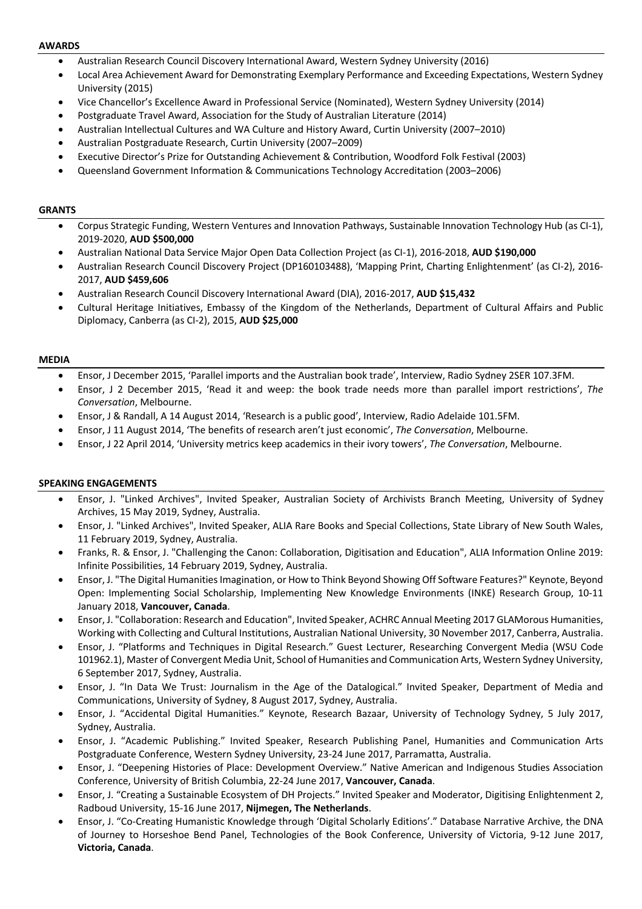## AWARDS

- Australian Research Council Discovery International Award, Western Sydney University (2016)
- Local Area Achievement Award for Demonstrating Exemplary Performance and Exceeding Expectations, Western Sydney University (2015)
- Vice Chancellor's Excellence Award in Professional Service (Nominated), Western Sydney University (2014)
- Postgraduate Travel Award, Association for the Study of Australian Literature (2014)
- Australian Intellectual Cultures and WA Culture and History Award, Curtin University (2007–2010)
- Australian Postgraduate Research, Curtin University (2007–2009)
- Executive Director's Prize for Outstanding Achievement & Contribution, Woodford Folk Festival (2003)
- Queensland Government Information & Communications Technology Accreditation (2003–2006)

## GRANTS

- Corpus Strategic Funding, Western Ventures and Innovation Pathways, Sustainable Innovation Technology Hub (as CI-1), 2019-2020, **AUD $500,000**
- Australian National Data Service Major Open Data Collection Project (as CI-1), 2016-2018, **AUD $190,000**
- Australian Research Council Discovery Project (DP160103488), 'Mapping Print, Charting Enlightenment' (as CI-2), 2016-2017, **AUD $459,606**
- Australian Research Council Discovery International Award (DIA), 2016-2017, **AUD $15,432**
- Cultural Heritage Initiatives, Embassy of the Kingdom of the Netherlands, Department of Cultural Affairs and Public Diplomacy, Canberra (as CI-2), 2015, **AUD $25,000**

## MEDIA

- Ensor, J December 2015, 'Parallel imports and the Australian book trade', Interview, Radio Sydney 2SER 107.3FM.
- Ensor, J 2 December 2015, 'Read it and weep: the book trade needs more than parallel import restrictions', *The Conversation*, Melbourne.
- Ensor, J & Randall, A 14 August 2014, 'Research is a public good', Interview, Radio Adelaide 101.5FM.
- Ensor, J 11 August 2014, 'The benefits of research aren't just economic', *The Conversation*, Melbourne.
- Ensor, J 22 April 2014, 'University metrics keep academics in their ivory towers', *The Conversation*, Melbourne.

## SPEAKING ENGAGEMENTS

- Ensor, J. "Linked Archives", Invited Speaker, Australian Society of Archivists Branch Meeting, University of Sydney Archives, 15 May 2019, Sydney, Australia.
- Ensor, J. "Linked Archives", Invited Speaker, ALIA Rare Books and Special Collections, State Library of New South Wales, 11 February 2019, Sydney, Australia.
- Franks, R. & Ensor, J. "Challenging the Canon: Collaboration, Digitisation and Education", ALIA Information Online 2019: Infinite Possibilities, 14 February 2019, Sydney, Australia.
- Ensor, J. "The Digital Humanities Imagination, or How to Think Beyond Showing Off Software Features?" Keynote, Beyond Open: Implementing Social Scholarship, Implementing New Knowledge Environments (INKE) Research Group, 10-11 January 2018, **Vancouver, Canada**.
- Ensor, J. "Collaboration: Research and Education", Invited Speaker, ACHRC Annual Meeting 2017 GLAMorous Humanities, Working with Collecting and Cultural Institutions, Australian National University, 30 November 2017, Canberra, Australia.
- Ensor, J. "Platforms and Techniques in Digital Research." Guest Lecturer, Researching Convergent Media (WSU Code 101962.1), Master of Convergent Media Unit, School of Humanities and Communication Arts, Western Sydney University, 6 September 2017, Sydney, Australia.
- Ensor, J. "In Data We Trust: Journalism in the Age of the Datalogical." Invited Speaker, Department of Media and Communications, University of Sydney, 8 August 2017, Sydney, Australia.
- Ensor, J. "Accidental Digital Humanities." Keynote, Research Bazaar, University of Technology Sydney, 5 July 2017, Sydney, Australia.
- Ensor, J. "Academic Publishing." Invited Speaker, Research Publishing Panel, Humanities and Communication Arts Postgraduate Conference, Western Sydney University, 23-24 June 2017, Parramatta, Australia.
- Ensor, J. "Deepening Histories of Place: Development Overview." Native American and Indigenous Studies Association Conference, University of British Columbia, 22-24 June 2017, **Vancouver, Canada**.
- Ensor, J. "Creating a Sustainable Ecosystem of DH Projects." Invited Speaker and Moderator, Digitising Enlightenment 2, Radboud University, 15-16 June 2017, **Nijmegen, The Netherlands**.
- Ensor, J. "Co-Creating Humanistic Knowledge through 'Digital Scholarly Editions'." Database Narrative Archive, the DNA of Journey to Horseshoe Bend Panel, Technologies of the Book Conference, University of Victoria, 9-12 June 2017, **Victoria, Canada**.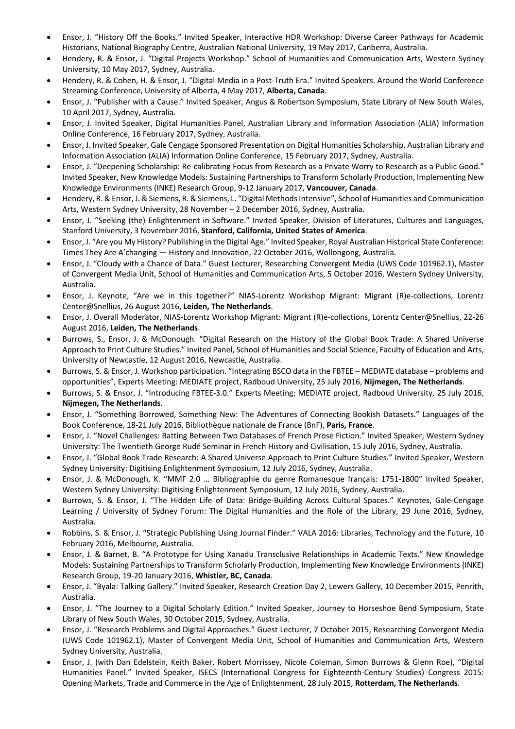- Ensor, J. “History Off the Books.” Invited Speaker, Interactive HDR Workshop: Diverse Career Pathways for Academic Historians, National Biography Centre, Australian National University, 19 May 2017, Canberra, Australia.
- Hendery, R. & Ensor, J. “Digital Projects Workshop.” School of Humanities and Communication Arts, Western Sydney University, 10 May 2017, Sydney, Australia.
- Hendery, R. & Cohen, H. & Ensor, J. “Digital Media in a Post-Truth Era.” Invited Speakers. Around the World Conference Streaming Conference, University of Alberta, 4 May 2017, **Alberta, Canada**.
- Ensor, J. “Publisher with a Cause.” Invited Speaker, Angus & Robertson Symposium, State Library of New South Wales, 10 April 2017, Sydney, Australia.
- Ensor, J. Invited Speaker, Digital Humanities Panel, Australian Library and Information Association (ALIA) Information Online Conference, 16 February 2017, Sydney, Australia.
- Ensor, J. Invited Speaker, Gale Cengage Sponsored Presentation on Digital Humanities Scholarship, Australian Library and Information Association (ALIA) Information Online Conference, 15 February 2017, Sydney, Australia.
- Ensor, J. “Deepening Scholarship: Re-calibrating Focus from Research as a Private Worry to Research as a Public Good.” Invited Speaker, New Knowledge Models: Sustaining Partnerships to Transform Scholarly Production, Implementing New Knowledge Environments (INKE) Research Group, 9-12 January 2017, **Vancouver, Canada**.
- Hendery, R. & Ensor, J. & Siemens, R. & Siemens, L. “Digital Methods Intensive”, School of Humanities and Communication Arts, Western Sydney University, 28 November – 2 December 2016, Sydney, Australia.
- Ensor, J. “Seeking (the) Enlightenment in Software.” Invited Speaker, Division of Literatures, Cultures and Languages, Stanford University, 3 November 2016, **Stanford, California, United States of America**.
- Ensor, J. “Are you My History? Publishing in the Digital Age.” Invited Speaker, Royal Australian Historical State Conference: Times They Are A’changing — History and Innovation, 22 October 2016, Wollongong, Australia.
- Ensor, J. “Cloudy with a Chance of Data.” Guest Lecturer, Researching Convergent Media (UWS Code 101962.1), Master of Convergent Media Unit, School of Humanities and Communication Arts, 5 October 2016, Western Sydney University, Australia.
- Ensor, J. Keynote, “Are we in this together?” NIAS-Lorentz Workshop Migrant: Migrant (R)e-collections, Lorentz Center@Snellius, 26 August 2016, **Leiden, The Netherlands**.
- Ensor, J. Overall Moderator, NIAS-Lorentz Workshop Migrant: Migrant (R)e-collections, Lorentz Center@Snellius, 22-26 August 2016, **Leiden, The Netherlands**.
- Burrows, S., Ensor, J. & McDonough. “Digital Research on the History of the Global Book Trade: A Shared Universe Approach to Print Culture Studies.” Invited Panel, School of Humanities and Social Science, Faculty of Education and Arts, University of Newcastle, 12 August 2016, Newcastle, Australia.
- Burrows, S. & Ensor, J. Workshop participation. “Integrating BSCO data in the FBTEE – MEDIATE database – problems and opportunities”, Experts Meeting: MEDIATE project, Radboud University, 25 July 2016, **Nijmegen, The Netherlands**.
- Burrows, S. & Ensor, J. “Introducing FBTEE-3.0.” Experts Meeting: MEDIATE project, Radboud University, 25 July 2016, **Nijmegen, The Netherlands**.
- Ensor, J. “Something Borrowed, Something New: The Adventures of Connecting Bookish Datasets.” Languages of the Book Conference, 18-21 July 2016, Bibliothèque nationale de France (BnF), **Paris, France**.
- Ensor, J. “Novel Challenges: Batting Between Two Databases of French Prose Fiction.” Invited Speaker, Western Sydney University: The Twentieth George Rudé Seminar in French History and Civilisation, 15 July 2016, Sydney, Australia.
- Ensor, J. “Global Book Trade Research: A Shared Universe Approach to Print Culture Studies.” Invited Speaker, Western Sydney University: Digitising Enlightenment Symposium, 12 July 2016, Sydney, Australia.
- Ensor, J. & McDonough, K. “MMF 2.0 … Bibliographie du genre Romanesque français: 1751-1800” Invited Speaker, Western Sydney University: Digitising Enlightenment Symposium, 12 July 2016, Sydney, Australia.
- Burrows, S. & Ensor, J. “The Hidden Life of Data: Bridge-Building Across Cultural Spaces.” Keynotes, Gale-Cengage Learning / University of Sydney Forum: The Digital Humanities and the Role of the Library, 29 June 2016, Sydney, Australia.
- Robbins, S. & Ensor, J. “Strategic Publishing Using Journal Finder.” VALA 2016: Libraries, Technology and the Future, 10 February 2016, Melbourne, Australia.
- Ensor, J. & Barnet, B. “A Prototype for Using Xanadu Transclusive Relationships in Academic Texts.” New Knowledge Models: Sustaining Partnerships to Transform Scholarly Production, Implementing New Knowledge Environments (INKE) Research Group, 19-20 January 2016, **Whistler, BC, Canada**.
- Ensor, J. “Byala: Talking Gallery.” Invited Speaker, Research Creation Day 2, Lewers Gallery, 10 December 2015, Penrith, Australia.
- Ensor, J. “The Journey to a Digital Scholarly Edition.” Invited Speaker, Journey to Horseshoe Bend Symposium, State Library of New South Wales, 30 October 2015, Sydney, Australia.
- Ensor, J. “Research Problems and Digital Approaches.” Guest Lecturer, 7 October 2015, Researching Convergent Media (UWS Code 101962.1), Master of Convergent Media Unit, School of Humanities and Communication Arts, Western Sydney University, Australia.
- Ensor, J. (with Dan Edelstein, Keith Baker, Robert Morrissey, Nicole Coleman, Simon Burrows & Glenn Roe), “Digital Humanities Panel.” Invited Speaker, ISECS (International Congress for Eighteenth-Century Studies) Congress 2015: Opening Markets, Trade and Commerce in the Age of Enlightenment, 28 July 2015, **Rotterdam, The Netherlands**.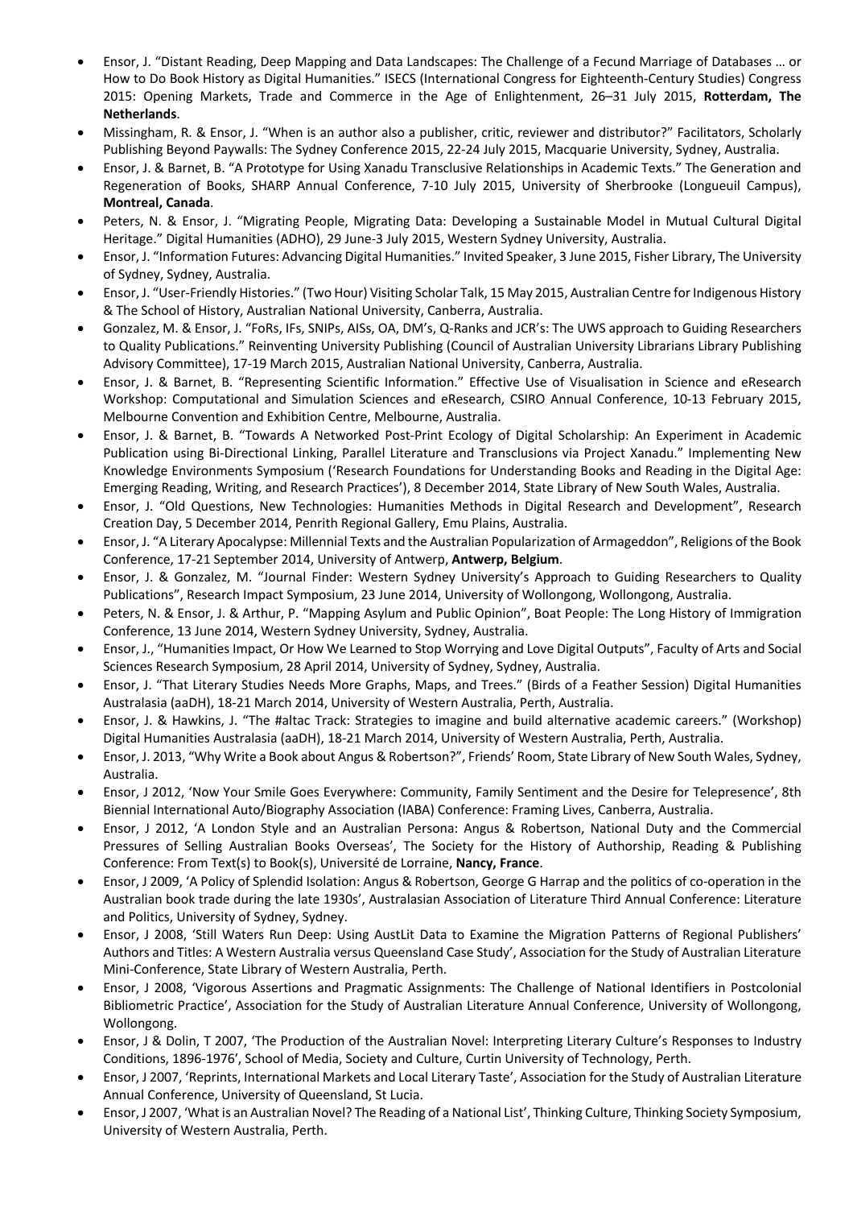- Ensor, J. "Distant Reading, Deep Mapping and Data Landscapes: The Challenge of a Fecund Marriage of Databases … or How to Do Book History as Digital Humanities." ISECS (International Congress for Eighteenth-Century Studies) Congress 2015: Opening Markets, Trade and Commerce in the Age of Enlightenment, 26–31 July 2015, **Rotterdam, The Netherlands**.
- Missingham, R. & Ensor, J. "When is an author also a publisher, critic, reviewer and distributor?" Facilitators, Scholarly Publishing Beyond Paywalls: The Sydney Conference 2015, 22-24 July 2015, Macquarie University, Sydney, Australia.
- Ensor, J. & Barnet, B. "A Prototype for Using Xanadu Transclusive Relationships in Academic Texts." The Generation and Regeneration of Books, SHARP Annual Conference, 7-10 July 2015, University of Sherbrooke (Longueuil Campus), **Montreal, Canada**.
- Peters, N. & Ensor, J. "Migrating People, Migrating Data: Developing a Sustainable Model in Mutual Cultural Digital Heritage." Digital Humanities (ADHO), 29 June-3 July 2015, Western Sydney University, Australia.
- Ensor, J. "Information Futures: Advancing Digital Humanities." Invited Speaker, 3 June 2015, Fisher Library, The University of Sydney, Sydney, Australia.
- Ensor, J. "User-Friendly Histories." (Two Hour) Visiting Scholar Talk, 15 May 2015, Australian Centre for Indigenous History & The School of History, Australian National University, Canberra, Australia.
- Gonzalez, M. & Ensor, J. "FoRs, IFs, SNIPs, AISs, OA, DM's, Q-Ranks and JCR's: The UWS approach to Guiding Researchers to Quality Publications." Reinventing University Publishing (Council of Australian University Librarians Library Publishing Advisory Committee), 17-19 March 2015, Australian National University, Canberra, Australia.
- Ensor, J. & Barnet, B. "Representing Scientific Information." Effective Use of Visualisation in Science and eResearch Workshop: Computational and Simulation Sciences and eResearch, CSIRO Annual Conference, 10-13 February 2015, Melbourne Convention and Exhibition Centre, Melbourne, Australia.
- Ensor, J. & Barnet, B. "Towards A Networked Post-Print Ecology of Digital Scholarship: An Experiment in Academic Publication using Bi-Directional Linking, Parallel Literature and Transclusions via Project Xanadu." Implementing New Knowledge Environments Symposium ('Research Foundations for Understanding Books and Reading in the Digital Age: Emerging Reading, Writing, and Research Practices'), 8 December 2014, State Library of New South Wales, Australia.
- Ensor, J. "Old Questions, New Technologies: Humanities Methods in Digital Research and Development", Research Creation Day, 5 December 2014, Penrith Regional Gallery, Emu Plains, Australia.
- Ensor, J. "A Literary Apocalypse: Millennial Texts and the Australian Popularization of Armageddon", Religions of the Book Conference, 17-21 September 2014, University of Antwerp, **Antwerp, Belgium**.
- Ensor, J. & Gonzalez, M. "Journal Finder: Western Sydney University's Approach to Guiding Researchers to Quality Publications", Research Impact Symposium, 23 June 2014, University of Wollongong, Wollongong, Australia.
- Peters, N. & Ensor, J. & Arthur, P. "Mapping Asylum and Public Opinion", Boat People: The Long History of Immigration Conference, 13 June 2014, Western Sydney University, Sydney, Australia.
- Ensor, J., "Humanities Impact, Or How We Learned to Stop Worrying and Love Digital Outputs", Faculty of Arts and Social Sciences Research Symposium, 28 April 2014, University of Sydney, Sydney, Australia.
- Ensor, J. "That Literary Studies Needs More Graphs, Maps, and Trees." (Birds of a Feather Session) Digital Humanities Australasia (aaDH), 18-21 March 2014, University of Western Australia, Perth, Australia.
- Ensor, J. & Hawkins, J. "The #altac Track: Strategies to imagine and build alternative academic careers." (Workshop) Digital Humanities Australasia (aaDH), 18-21 March 2014, University of Western Australia, Perth, Australia.
- Ensor, J. 2013, "Why Write a Book about Angus & Robertson?", Friends' Room, State Library of New South Wales, Sydney, Australia.
- Ensor, J 2012, 'Now Your Smile Goes Everywhere: Community, Family Sentiment and the Desire for Telepresence', 8th Biennial International Auto/Biography Association (IABA) Conference: Framing Lives, Canberra, Australia.
- Ensor, J 2012, 'A London Style and an Australian Persona: Angus & Robertson, National Duty and the Commercial Pressures of Selling Australian Books Overseas', The Society for the History of Authorship, Reading & Publishing Conference: From Text(s) to Book(s), Université de Lorraine, **Nancy, France**.
- Ensor, J 2009, 'A Policy of Splendid Isolation: Angus & Robertson, George G Harrap and the politics of co-operation in the Australian book trade during the late 1930s', Australasian Association of Literature Third Annual Conference: Literature and Politics, University of Sydney, Sydney.
- Ensor, J 2008, 'Still Waters Run Deep: Using AustLit Data to Examine the Migration Patterns of Regional Publishers' Authors and Titles: A Western Australia versus Queensland Case Study', Association for the Study of Australian Literature Mini-Conference, State Library of Western Australia, Perth.
- Ensor, J 2008, 'Vigorous Assertions and Pragmatic Assignments: The Challenge of National Identifiers in Postcolonial Bibliometric Practice', Association for the Study of Australian Literature Annual Conference, University of Wollongong, Wollongong.
- Ensor, J & Dolin, T 2007, 'The Production of the Australian Novel: Interpreting Literary Culture's Responses to Industry Conditions, 1896-1976', School of Media, Society and Culture, Curtin University of Technology, Perth.
- Ensor, J 2007, 'Reprints, International Markets and Local Literary Taste', Association for the Study of Australian Literature Annual Conference, University of Queensland, St Lucia.
- Ensor, J 2007, 'What is an Australian Novel? The Reading of a National List', Thinking Culture, Thinking Society Symposium, University of Western Australia, Perth.